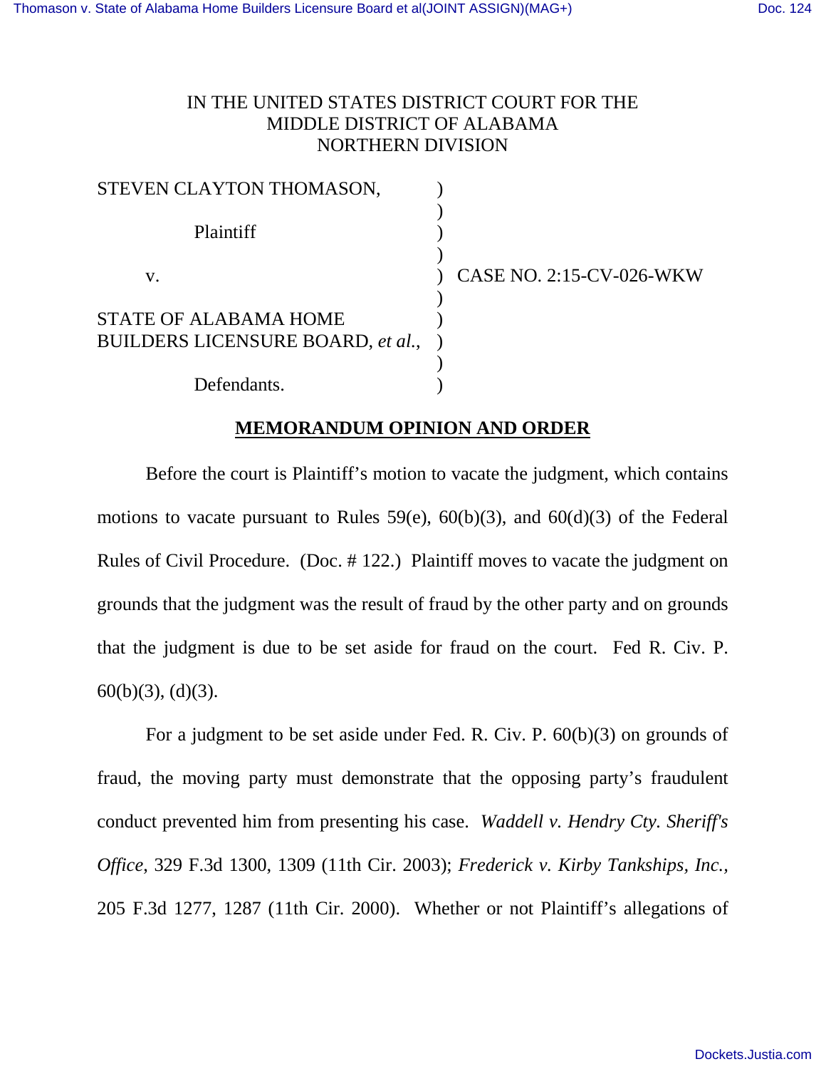IN THE UNITED STATES DISTRICT COURT FOR THE
MIDDLE DISTRICT OF ALABAMA
NORTHERN DIVISION

STEVEN CLAYTON THOMASON,

Plaintiff

v.

STATE OF ALABAMA HOME BUILDERS LICENSURE BOARD, *et al.*,

Defendants.

CASE NO. 2:15-CV-026-WKW

## MEMORANDUM OPINION AND ORDER

Before the court is Plaintiff's motion to vacate the judgment, which contains motions to vacate pursuant to Rules 59(e), 60(b)(3), and 60(d)(3) of the Federal Rules of Civil Procedure. (Doc. # 122.) Plaintiff moves to vacate the judgment on grounds that the judgment was the result of fraud by the other party and on grounds that the judgment is due to be set aside for fraud on the court. Fed R. Civ. P. 60(b)(3), (d)(3).

For a judgment to be set aside under Fed. R. Civ. P. 60(b)(3) on grounds of fraud, the moving party must demonstrate that the opposing party's fraudulent conduct prevented him from presenting his case. *Waddell v. Hendry Cty. Sheriff's Office*, 329 F.3d 1300, 1309 (11th Cir. 2003); *Frederick v. Kirby Tankships, Inc.*, 205 F.3d 1277, 1287 (11th Cir. 2000). Whether or not Plaintiff's allegations of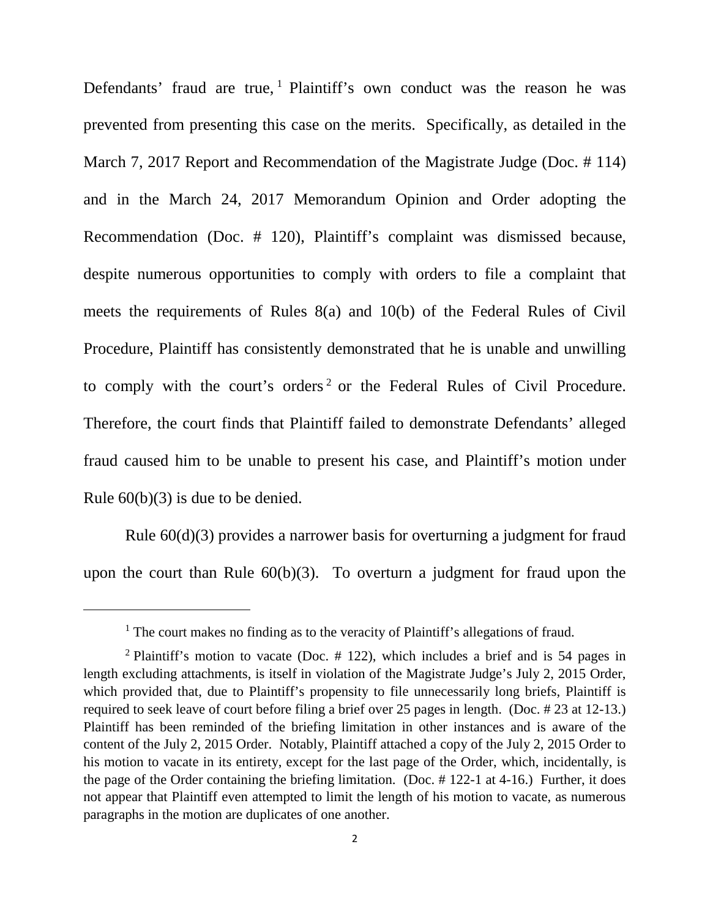Defendants' fraud are true,[1] Plaintiff's own conduct was the reason he was prevented from presenting this case on the merits. Specifically, as detailed in the March 7, 2017 Report and Recommendation of the Magistrate Judge (Doc. # 114) and in the March 24, 2017 Memorandum Opinion and Order adopting the Recommendation (Doc. # 120), Plaintiff's complaint was dismissed because, despite numerous opportunities to comply with orders to file a complaint that meets the requirements of Rules 8(a) and 10(b) of the Federal Rules of Civil Procedure, Plaintiff has consistently demonstrated that he is unable and unwilling to comply with the court's orders[2] or the Federal Rules of Civil Procedure. Therefore, the court finds that Plaintiff failed to demonstrate Defendants' alleged fraud caused him to be unable to present his case, and Plaintiff's motion under Rule 60(b)(3) is due to be denied.

Rule 60(d)(3) provides a narrower basis for overturning a judgment for fraud upon the court than Rule 60(b)(3). To overturn a judgment for fraud upon the

---

[1] The court makes no finding as to the veracity of Plaintiff's allegations of fraud.

[2] Plaintiff's motion to vacate (Doc. # 122), which includes a brief and is 54 pages in length excluding attachments, is itself in violation of the Magistrate Judge's July 2, 2015 Order, which provided that, due to Plaintiff's propensity to file unnecessarily long briefs, Plaintiff is required to seek leave of court before filing a brief over 25 pages in length. (Doc. # 23 at 12-13.) Plaintiff has been reminded of the briefing limitation in other instances and is aware of the content of the July 2, 2015 Order. Notably, Plaintiff attached a copy of the July 2, 2015 Order to his motion to vacate in its entirety, except for the last page of the Order, which, incidentally, is the page of the Order containing the briefing limitation. (Doc. # 122-1 at 4-16.) Further, it does not appear that Plaintiff even attempted to limit the length of his motion to vacate, as numerous paragraphs in the motion are duplicates of one another.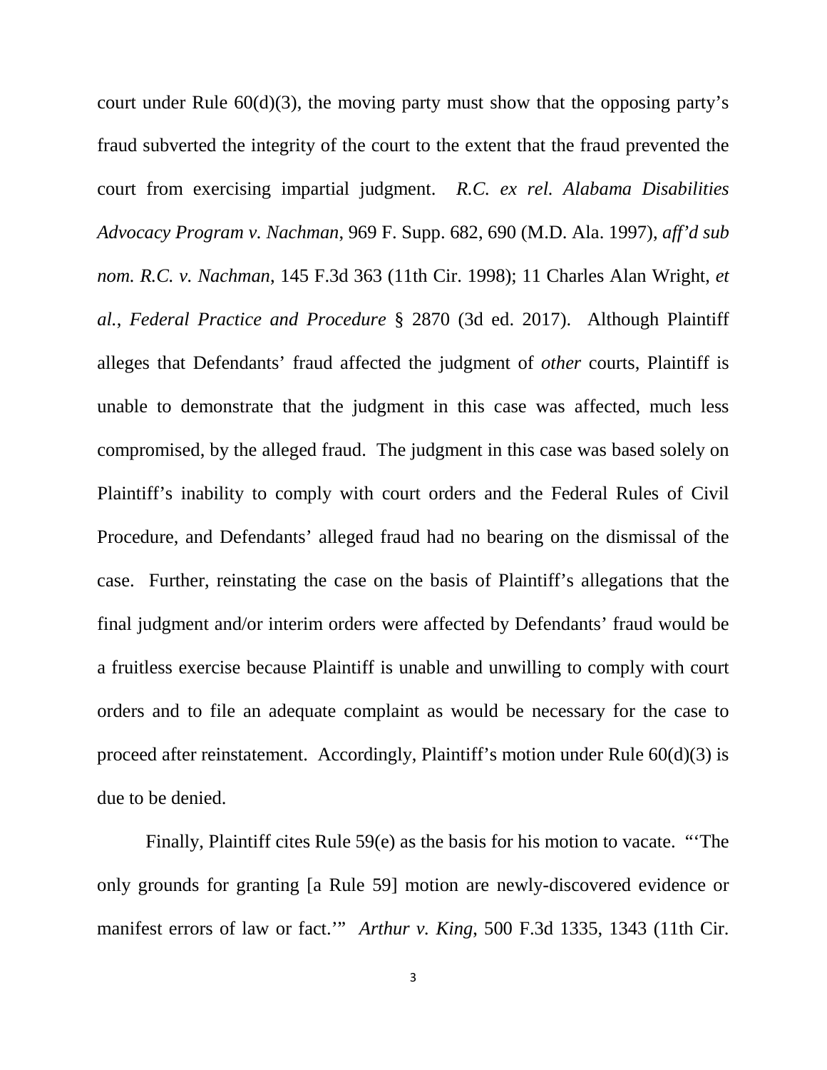court under Rule 60(d)(3), the moving party must show that the opposing party's fraud subverted the integrity of the court to the extent that the fraud prevented the court from exercising impartial judgment. *R.C. ex rel. Alabama Disabilities Advocacy Program v. Nachman*, 969 F. Supp. 682, 690 (M.D. Ala. 1997), *aff'd sub nom. R.C. v. Nachman*, 145 F.3d 363 (11th Cir. 1998); 11 Charles Alan Wright, *et al.*, *Federal Practice and Procedure* § 2870 (3d ed. 2017). Although Plaintiff alleges that Defendants' fraud affected the judgment of *other* courts, Plaintiff is unable to demonstrate that the judgment in this case was affected, much less compromised, by the alleged fraud. The judgment in this case was based solely on Plaintiff's inability to comply with court orders and the Federal Rules of Civil Procedure, and Defendants' alleged fraud had no bearing on the dismissal of the case. Further, reinstating the case on the basis of Plaintiff's allegations that the final judgment and/or interim orders were affected by Defendants' fraud would be a fruitless exercise because Plaintiff is unable and unwilling to comply with court orders and to file an adequate complaint as would be necessary for the case to proceed after reinstatement. Accordingly, Plaintiff's motion under Rule 60(d)(3) is due to be denied.

Finally, Plaintiff cites Rule 59(e) as the basis for his motion to vacate. "'The only grounds for granting [a Rule 59] motion are newly-discovered evidence or manifest errors of law or fact.'" *Arthur v. King*, 500 F.3d 1335, 1343 (11th Cir.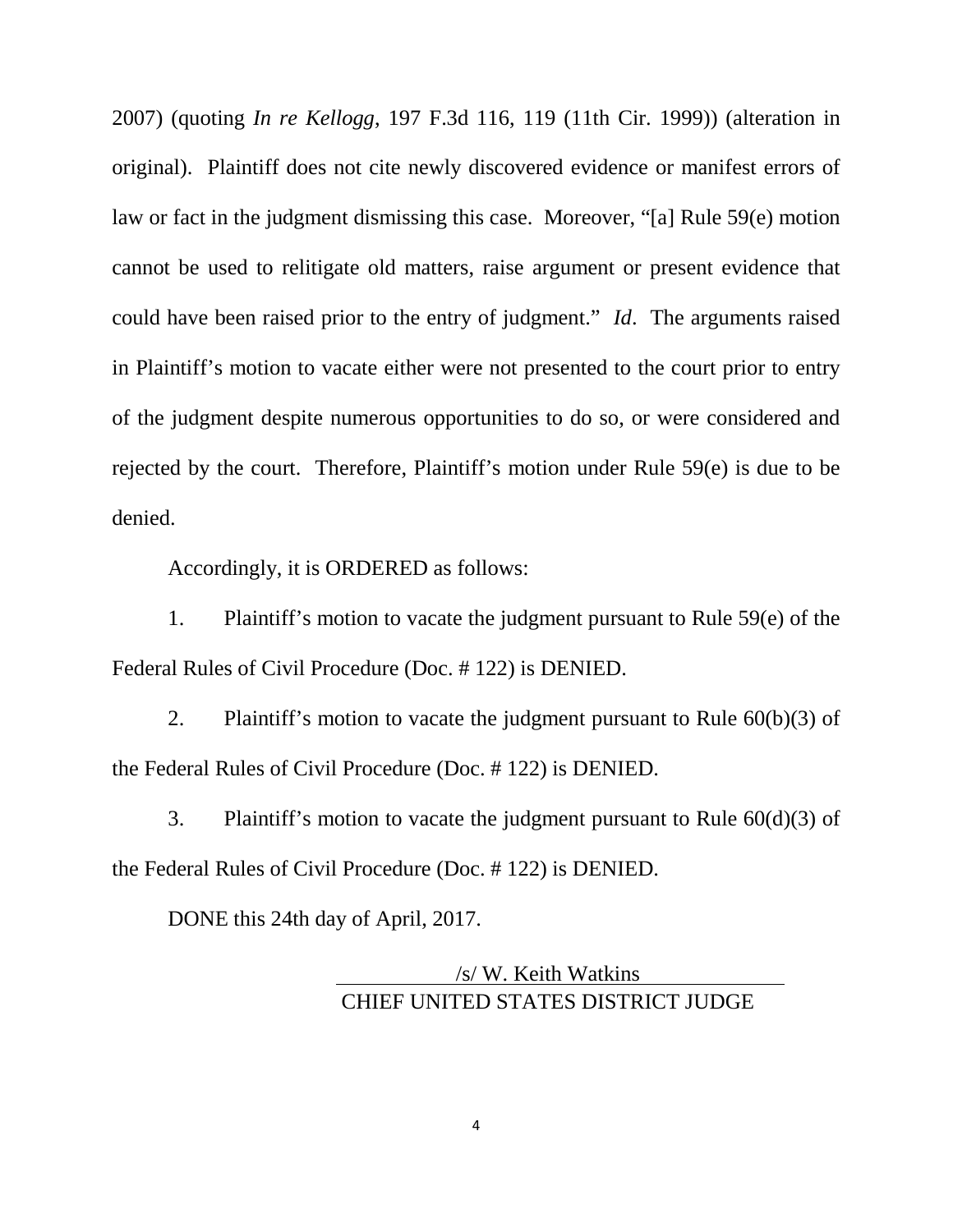2007) (quoting *In re Kellogg*, 197 F.3d 116, 119 (11th Cir. 1999)) (alteration in original). Plaintiff does not cite newly discovered evidence or manifest errors of law or fact in the judgment dismissing this case. Moreover, "[a] Rule 59(e) motion cannot be used to relitigate old matters, raise argument or present evidence that could have been raised prior to the entry of judgment." *Id*. The arguments raised in Plaintiff's motion to vacate either were not presented to the court prior to entry of the judgment despite numerous opportunities to do so, or were considered and rejected by the court. Therefore, Plaintiff's motion under Rule 59(e) is due to be denied.

Accordingly, it is ORDERED as follows:

1. Plaintiff's motion to vacate the judgment pursuant to Rule 59(e) of the Federal Rules of Civil Procedure (Doc. # 122) is DENIED.

2. Plaintiff's motion to vacate the judgment pursuant to Rule 60(b)(3) of the Federal Rules of Civil Procedure (Doc. # 122) is DENIED.

3. Plaintiff's motion to vacate the judgment pursuant to Rule 60(d)(3) of the Federal Rules of Civil Procedure (Doc. # 122) is DENIED.

DONE this 24th day of April, 2017.

/s/ W. Keith Watkins
CHIEF UNITED STATES DISTRICT JUDGE